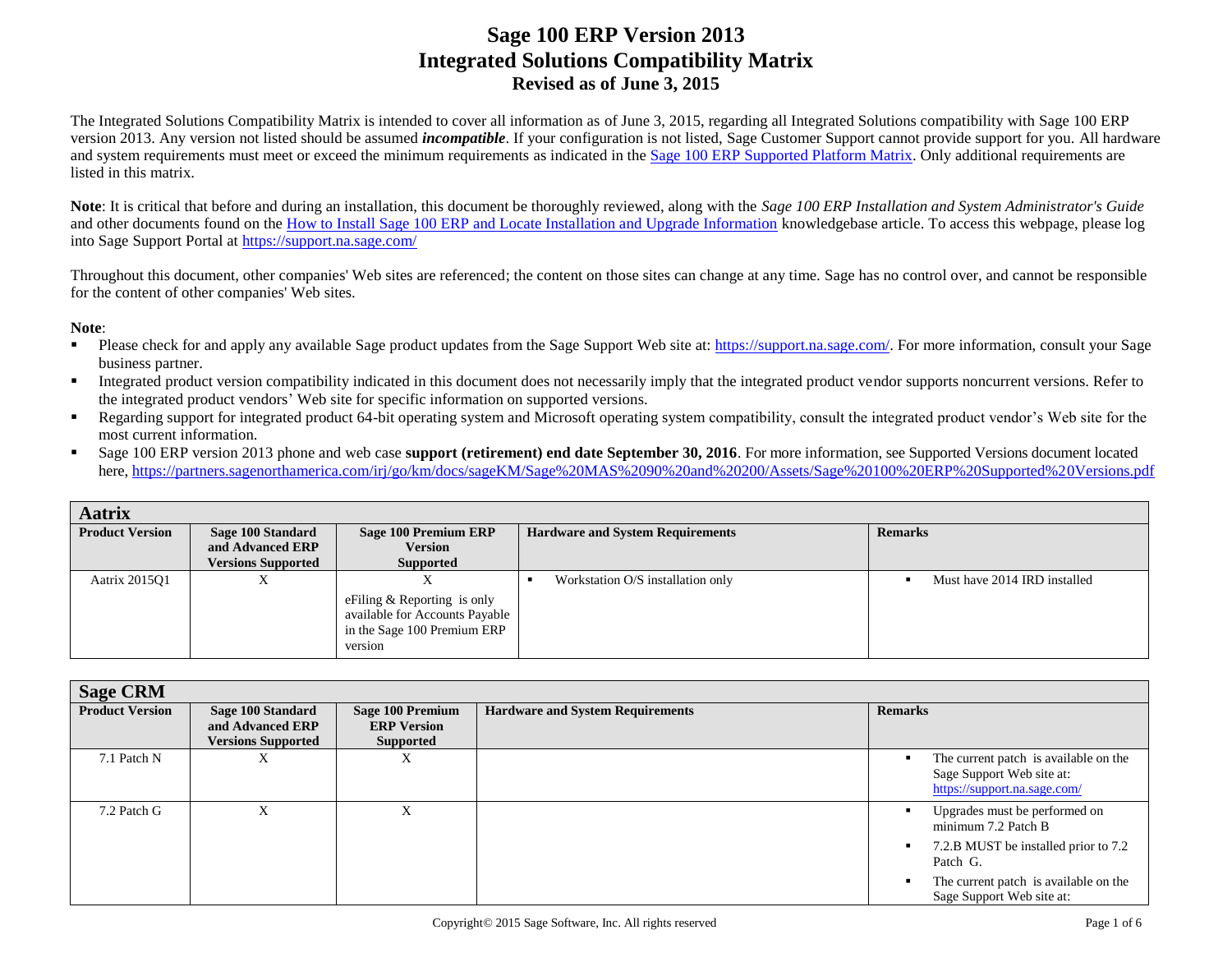# Sage 100 ERP Version 2013
# Integrated Solutions Compatibility Matrix
### Revised as of June 3, 2015

The Integrated Solutions Compatibility Matrix is intended to cover all information as of June 3, 2015, regarding all Integrated Solutions compatibility with Sage 100 ERP version 2013. Any version not listed should be assumed ***incompatible***. If your configuration is not listed, Sage Customer Support cannot provide support for you. All hardware and system requirements must meet or exceed the minimum requirements as indicated in the Sage 100 ERP Supported Platform Matrix. Only additional requirements are listed in this matrix.

**Note**: It is critical that before and during an installation, this document be thoroughly reviewed, along with the *Sage 100 ERP Installation and System Administrator's Guide* and other documents found on the How to Install Sage 100 ERP and Locate Installation and Upgrade Information knowledgebase article. To access this webpage, please log into Sage Support Portal at https://support.na.sage.com/

Throughout this document, other companies' Web sites are referenced; the content on those sites can change at any time. Sage has no control over, and cannot be responsible for the content of other companies' Web sites.

**Note**:

- Please check for and apply any available Sage product updates from the Sage Support Web site at: https://support.na.sage.com/. For more information, consult your Sage business partner.
- Integrated product version compatibility indicated in this document does not necessarily imply that the integrated product vendor supports noncurrent versions. Refer to the integrated product vendors' Web site for specific information on supported versions.
- Regarding support for integrated product 64-bit operating system and Microsoft operating system compatibility, consult the integrated product vendor's Web site for the most current information.
- Sage 100 ERP version 2013 phone and web case **support (retirement) end date September 30, 2016**. For more information, see Supported Versions document located here, https://partners.sagenorthamerica.com/irj/go/km/docs/sageKM/Sage%20MAS%2090%20and%20200/Assets/Sage%20100%20ERP%20Supported%20Versions.pdf

## Aatrix

| Product Version | Sage 100 Standard and Advanced ERP Versions Supported | Sage 100 Premium ERP Version Supported | Hardware and System Requirements | Remarks |
|---|---|---|---|---|
| Aatrix 2015Q1 | X | X<br>eFiling & Reporting is only available for Accounts Payable in the Sage 100 Premium ERP version | ▪ Workstation O/S installation only | ▪ Must have 2014 IRD installed |

## Sage CRM

| Product Version | Sage 100 Standard and Advanced ERP Versions Supported | Sage 100 Premium ERP Version Supported | Hardware and System Requirements | Remarks |
|---|---|---|---|---|
| 7.1 Patch N | X | X | | ▪ The current patch is available on the Sage Support Web site at: https://support.na.sage.com/ |
| 7.2 Patch G | X | X | | ▪ Upgrades must be performed on minimum 7.2 Patch B<br>▪ 7.2.B MUST be installed prior to 7.2 Patch G.<br>▪ The current patch is available on the Sage Support Web site at: |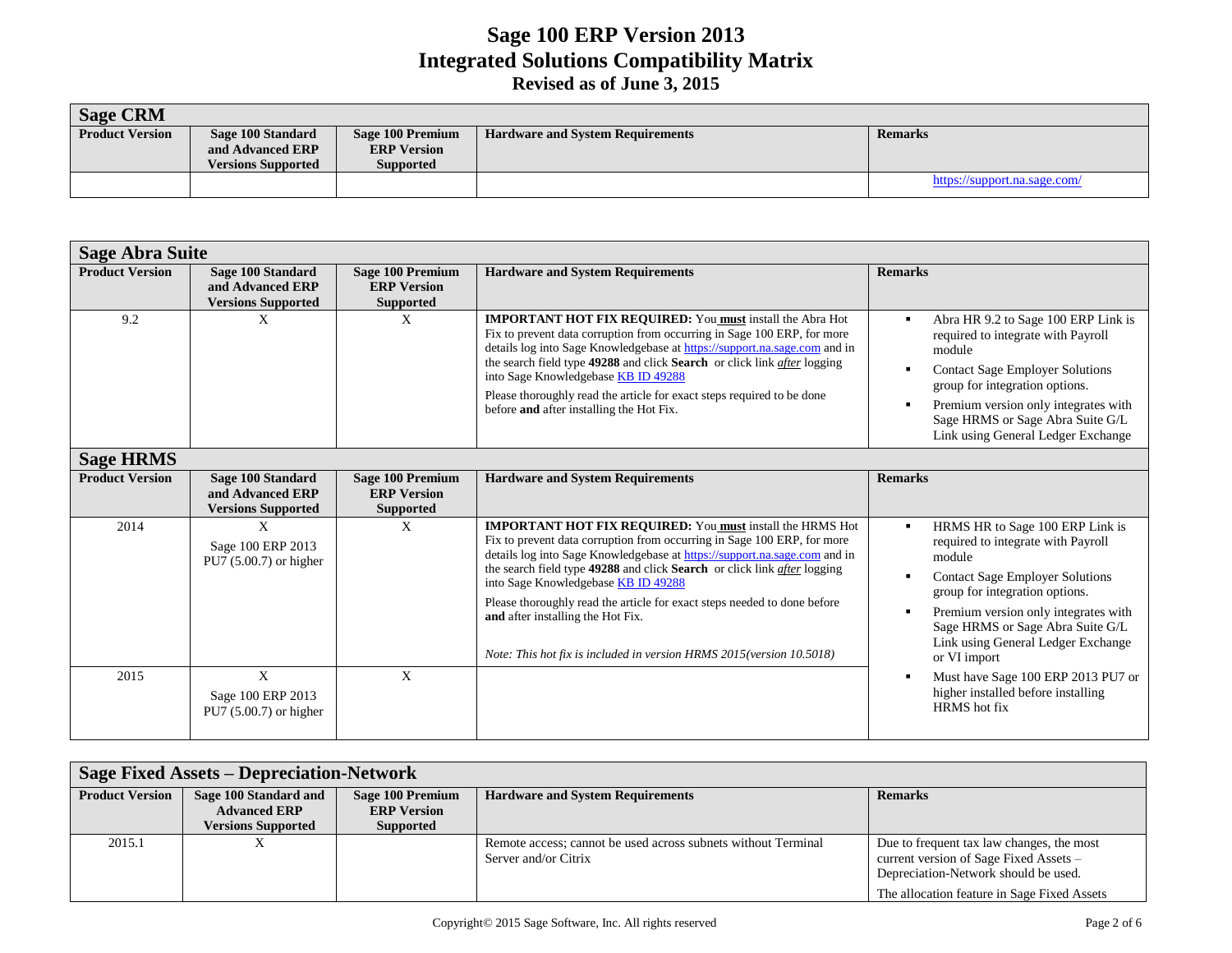# Sage 100 ERP Version 2013
# Integrated Solutions Compatibility Matrix
### Revised as of June 3, 2015

## Sage CRM

| Product Version | Sage 100 Standard and Advanced ERP Versions Supported | Sage 100 Premium ERP Version Supported | Hardware and System Requirements | Remarks |
|---|---|---|---|---|
| | | | | https://support.na.sage.com/ |

## Sage Abra Suite

| Product Version | Sage 100 Standard and Advanced ERP Versions Supported | Sage 100 Premium ERP Version Supported | Hardware and System Requirements | Remarks |
|---|---|---|---|---|
| 9.2 | X | X | **IMPORTANT HOT FIX REQUIRED:** You **must** install the Abra Hot Fix to prevent data corruption from occurring in Sage 100 ERP, for more details log into Sage Knowledgebase at https://support.na.sage.com and in the search field type **49288** and click **Search** or click link ***after*** logging into Sage Knowledgebase KB ID 49288<br><br>Please thoroughly read the article for exact steps required to be done before **and** after installing the Hot Fix. | ▪ Abra HR 9.2 to Sage 100 ERP Link is required to integrate with Payroll module<br>▪ Contact Sage Employer Solutions group for integration options.<br>▪ Premium version only integrates with Sage HRMS or Sage Abra Suite G/L Link using General Ledger Exchange |

## Sage HRMS

| Product Version | Sage 100 Standard and Advanced ERP Versions Supported | Sage 100 Premium ERP Version Supported | Hardware and System Requirements | Remarks |
|---|---|---|---|---|
| 2014 | X<br>Sage 100 ERP 2013 PU7 (5.00.7) or higher | X | **IMPORTANT HOT FIX REQUIRED:** You **must** install the HRMS Hot Fix to prevent data corruption from occurring in Sage 100 ERP, for more details log into Sage Knowledgebase at https://support.na.sage.com and in the search field type **49288** and click **Search** or click link ***after*** logging into Sage Knowledgebase KB ID 49288<br><br>Please thoroughly read the article for exact steps needed to done before **and** after installing the Hot Fix.<br><br>*Note: This hot fix is included in version HRMS 2015(version 10.5018)* | ▪ HRMS HR to Sage 100 ERP Link is required to integrate with Payroll module<br>▪ Contact Sage Employer Solutions group for integration options.<br>▪ Premium version only integrates with Sage HRMS or Sage Abra Suite G/L Link using General Ledger Exchange or VI import<br>▪ Must have Sage 100 ERP 2013 PU7 or higher installed before installing HRMS hot fix |
| 2015 | X<br>Sage 100 ERP 2013 PU7 (5.00.7) or higher | X | | |

## Sage Fixed Assets – Depreciation-Network

| Product Version | Sage 100 Standard and Advanced ERP Versions Supported | Sage 100 Premium ERP Version Supported | Hardware and System Requirements | Remarks |
|---|---|---|---|---|
| 2015.1 | X | | Remote access; cannot be used across subnets without Terminal Server and/or Citrix | Due to frequent tax law changes, the most current version of Sage Fixed Assets – Depreciation-Network should be used.<br><br>The allocation feature in Sage Fixed Assets |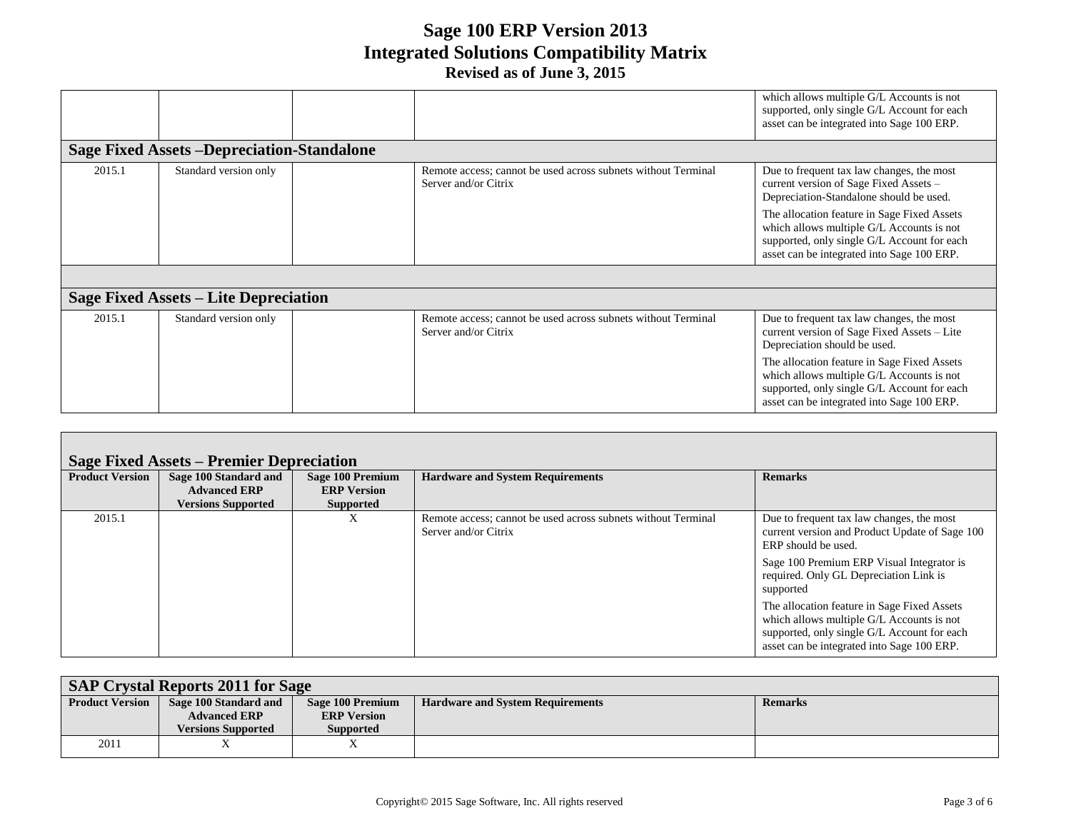| | | | | |
|---|---|---|---|---|
| | | | | which allows multiple G/L Accounts is not supported, only single G/L Account for each asset can be integrated into Sage 100 ERP. |
| **Sage Fixed Assets –Depreciation-Standalone** | | | | |
| 2015.1 | Standard version only | | Remote access; cannot be used across subnets without Terminal Server and/or Citrix | Due to frequent tax law changes, the most current version of Sage Fixed Assets – Depreciation-Standalone should be used. The allocation feature in Sage Fixed Assets which allows multiple G/L Accounts is not supported, only single G/L Account for each asset can be integrated into Sage 100 ERP. |
| | | | | |
| **Sage Fixed Assets – Lite Depreciation** | | | | |
| 2015.1 | Standard version only | | Remote access; cannot be used across subnets without Terminal Server and/or Citrix | Due to frequent tax law changes, the most current version of Sage Fixed Assets – Lite Depreciation should be used. The allocation feature in Sage Fixed Assets which allows multiple G/L Accounts is not supported, only single G/L Account for each asset can be integrated into Sage 100 ERP. |

## Sage Fixed Assets – Premier Depreciation

| Product Version | Sage 100 Standard and Advanced ERP Versions Supported | Sage 100 Premium ERP Version Supported | Hardware and System Requirements | Remarks |
|---|---|---|---|---|
| 2015.1 | | X | Remote access; cannot be used across subnets without Terminal Server and/or Citrix | Due to frequent tax law changes, the most current version and Product Update of Sage 100 ERP should be used. Sage 100 Premium ERP Visual Integrator is required. Only GL Depreciation Link is supported The allocation feature in Sage Fixed Assets which allows multiple G/L Accounts is not supported, only single G/L Account for each asset can be integrated into Sage 100 ERP. |

## SAP Crystal Reports 2011 for Sage

| Product Version | Sage 100 Standard and Advanced ERP Versions Supported | Sage 100 Premium ERP Version Supported | Hardware and System Requirements | Remarks |
|---|---|---|---|---|
| 2011 | X | X | | |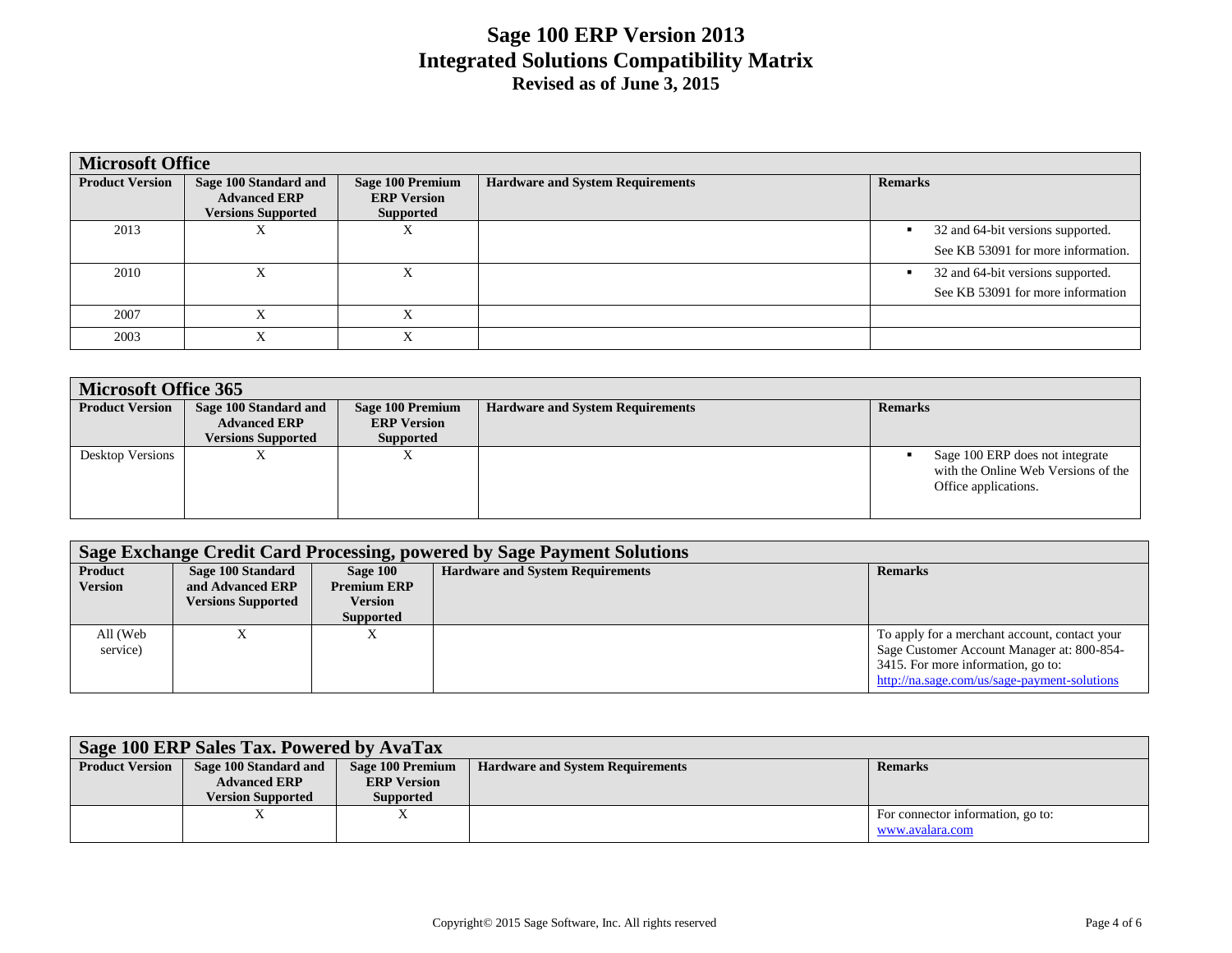# Sage 100 ERP Version 2013
# Integrated Solutions Compatibility Matrix
### Revised as of June 3, 2015

| Microsoft Office | | | | |
|---|---|---|---|---|
| **Product Version** | **Sage 100 Standard and Advanced ERP Versions Supported** | **Sage 100 Premium ERP Version Supported** | **Hardware and System Requirements** | **Remarks** |
| 2013 | X | X | | ▪ 32 and 64-bit versions supported. See KB 53091 for more information. |
| 2010 | X | X | | ▪ 32 and 64-bit versions supported. See KB 53091 for more information |
| 2007 | X | X | | |
| 2003 | X | X | | |

| Microsoft Office 365 | | | | |
|---|---|---|---|---|
| **Product Version** | **Sage 100 Standard and Advanced ERP Versions Supported** | **Sage 100 Premium ERP Version Supported** | **Hardware and System Requirements** | **Remarks** |
| Desktop Versions | X | X | | ▪ Sage 100 ERP does not integrate with the Online Web Versions of the Office applications. |

| Sage Exchange Credit Card Processing, powered by Sage Payment Solutions | | | | |
|---|---|---|---|---|
| **Product Version** | **Sage 100 Standard and Advanced ERP Versions Supported** | **Sage 100 Premium ERP Version Supported** | **Hardware and System Requirements** | **Remarks** |
| All (Web service) | X | X | | To apply for a merchant account, contact your Sage Customer Account Manager at: 800-854-3415. For more information, go to: http://na.sage.com/us/sage-payment-solutions |

| Sage 100 ERP Sales Tax. Powered by AvaTax | | | | |
|---|---|---|---|---|
| **Product Version** | **Sage 100 Standard and Advanced ERP Version Supported** | **Sage 100 Premium ERP Version Supported** | **Hardware and System Requirements** | **Remarks** |
| | X | X | | For connector information, go to: www.avalara.com |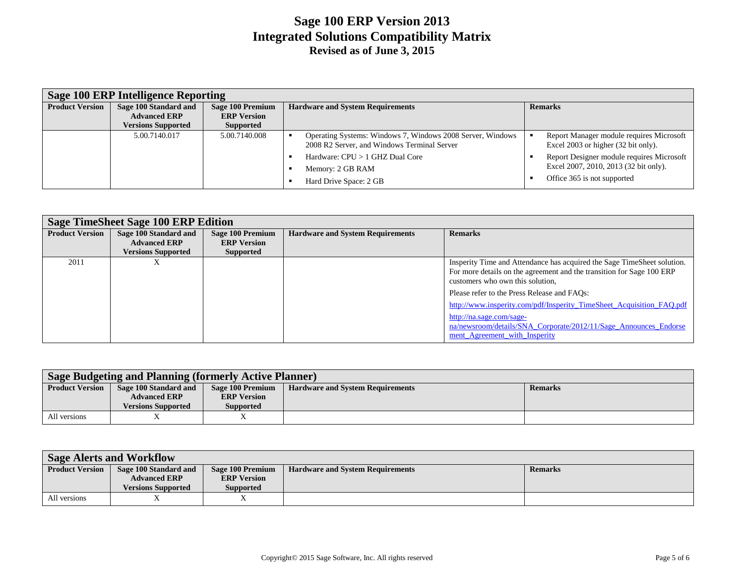# Sage 100 ERP Version 2013
# Integrated Solutions Compatibility Matrix
## Revised as of June 3, 2015

### Sage 100 ERP Intelligence Reporting

| Product Version | Sage 100 Standard and Advanced ERP Versions Supported | Sage 100 Premium ERP Version Supported | Hardware and System Requirements | Remarks |
|---|---|---|---|---|
| | 5.00.7140.017 | 5.00.7140.008 | ▪ Operating Systems: Windows 7, Windows 2008 Server, Windows 2008 R2 Server, and Windows Terminal Server<br>▪ Hardware: CPU > 1 GHZ Dual Core<br>▪ Memory: 2 GB RAM<br>▪ Hard Drive Space: 2 GB | ▪ Report Manager module requires Microsoft Excel 2003 or higher (32 bit only).<br>▪ Report Designer module requires Microsoft Excel 2007, 2010, 2013 (32 bit only).<br>▪ Office 365 is not supported |

### Sage TimeSheet Sage 100 ERP Edition

| Product Version | Sage 100 Standard and Advanced ERP Versions Supported | Sage 100 Premium ERP Version Supported | Hardware and System Requirements | Remarks |
|---|---|---|---|---|
| 2011 | X | | | Insperity Time and Attendance has acquired the Sage TimeSheet solution. For more details on the agreement and the transition for Sage 100 ERP customers who own this solution,<br>Please refer to the Press Release and FAQs:<br>http://www.insperity.com/pdf/Insperity_TimeSheet_Acquisition_FAQ.pdf<br>http://na.sage.com/sage-na/newsroom/details/SNA_Corporate/2012/11/Sage_Announces_Endorsement_Agreement_with_Insperity |

### Sage Budgeting and Planning (formerly Active Planner)

| Product Version | Sage 100 Standard and Advanced ERP Versions Supported | Sage 100 Premium ERP Version Supported | Hardware and System Requirements | Remarks |
|---|---|---|---|---|
| All versions | X | X | | |

### Sage Alerts and Workflow

| Product Version | Sage 100 Standard and Advanced ERP Versions Supported | Sage 100 Premium ERP Version Supported | Hardware and System Requirements | Remarks |
|---|---|---|---|---|
| All versions | X | X | | |

Copyright© 2015 Sage Software, Inc. All rights reserved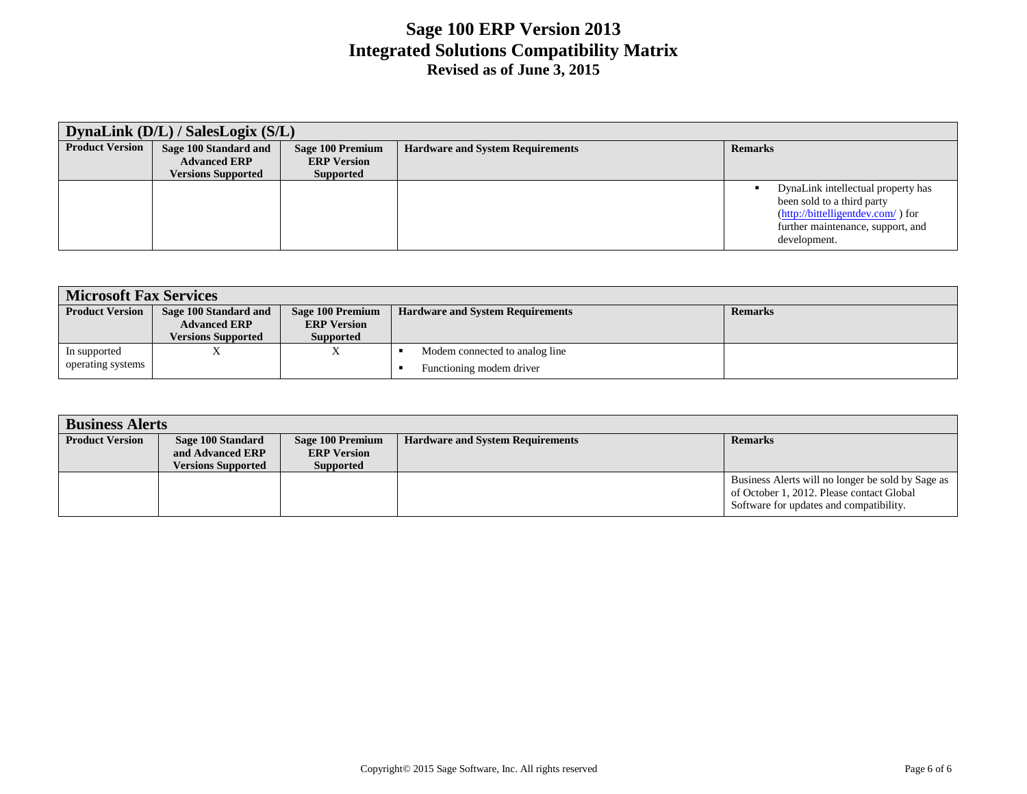# Sage 100 ERP Version 2013
# Integrated Solutions Compatibility Matrix
## Revised as of June 3, 2015

| DynaLink (D/L) / SalesLogix (S/L) | | | | |
|---|---|---|---|---|
| **Product Version** | **Sage 100 Standard and Advanced ERP Versions Supported** | **Sage 100 Premium ERP Version Supported** | **Hardware and System Requirements** | **Remarks** |
| | | | | ▪ DynaLink intellectual property has been sold to a third party (http://bittelligentdev.com/ ) for further maintenance, support, and development. |

| Microsoft Fax Services | | | | |
|---|---|---|---|---|
| **Product Version** | **Sage 100 Standard and Advanced ERP Versions Supported** | **Sage 100 Premium ERP Version Supported** | **Hardware and System Requirements** | **Remarks** |
| In supported operating systems | X | X | ▪ Modem connected to analog line<br>▪ Functioning modem driver | |

| Business Alerts | | | | |
|---|---|---|---|---|
| **Product Version** | **Sage 100 Standard and Advanced ERP Versions Supported** | **Sage 100 Premium ERP Version Supported** | **Hardware and System Requirements** | **Remarks** |
| | | | | Business Alerts will no longer be sold by Sage as of October 1, 2012. Please contact Global Software for updates and compatibility. |

Copyright© 2015 Sage Software, Inc. All rights reserved